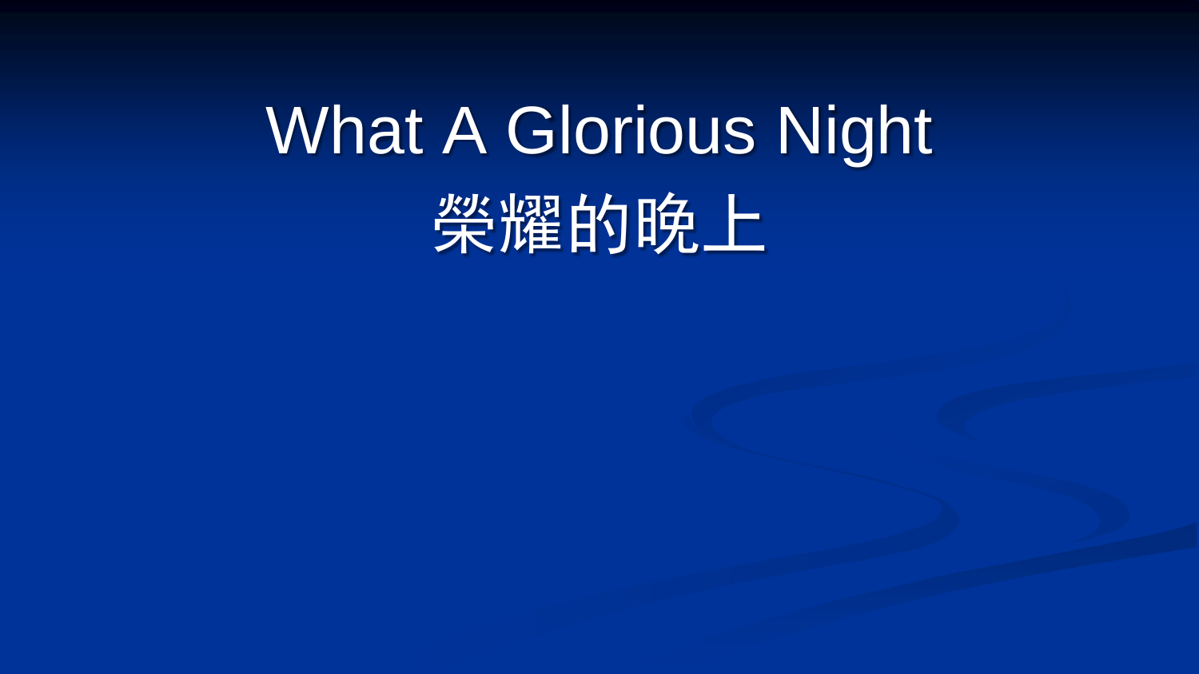# What A Glorious Night
# 榮耀的晚上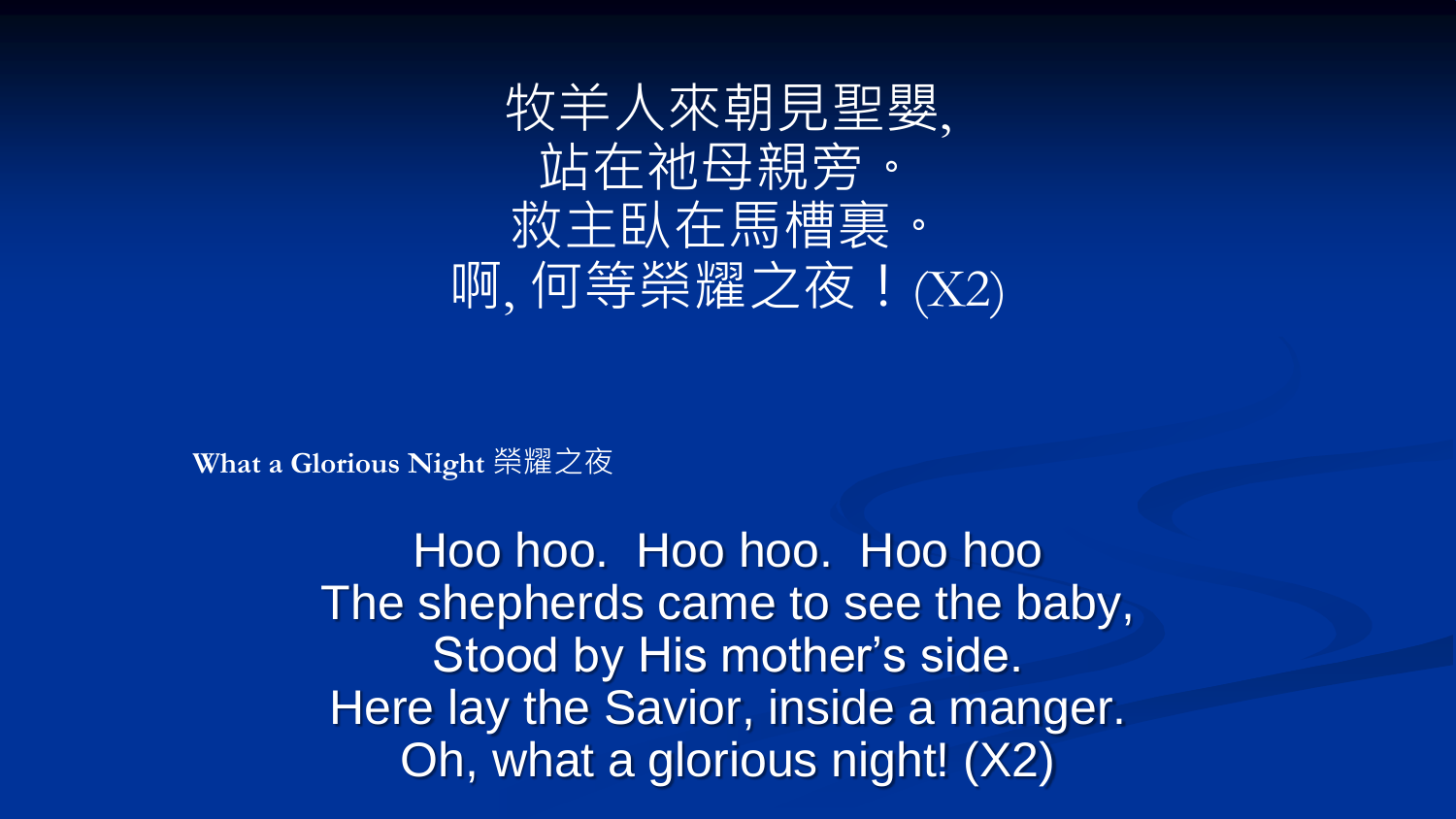牧羊人來朝見聖嬰,
站在祂母親旁。
救主臥在馬槽裏。
啊, 何等榮耀之夜！(X2)

**What a Glorious Night** 榮耀之夜

Hoo hoo.  Hoo hoo.  Hoo hoo
The shepherds came to see the baby,
Stood by His mother's side.
Here lay the Savior, inside a manger.
Oh, what a glorious night! (X2)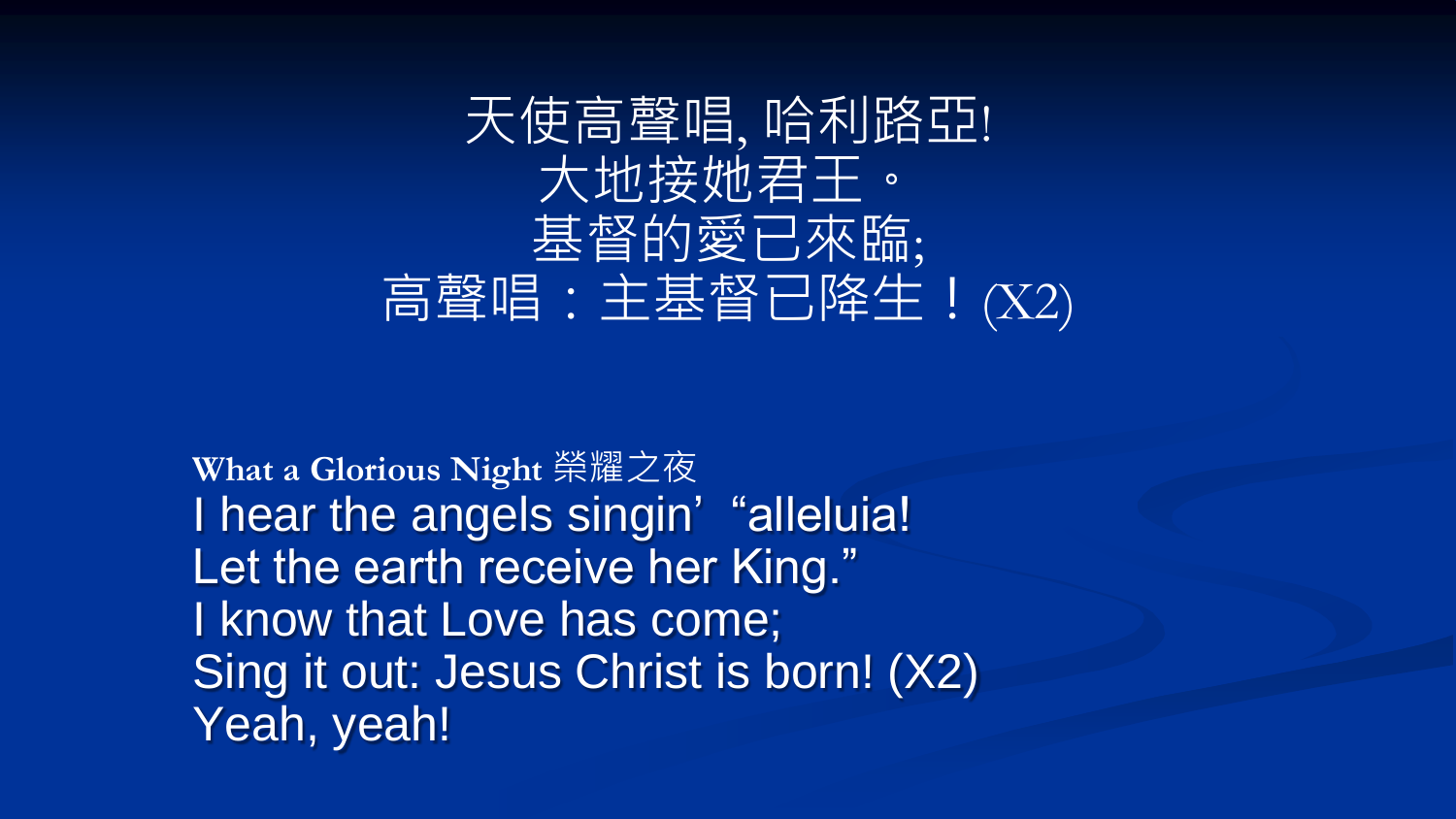天使高聲唱, 哈利路亞!
大地接她君王。
基督的愛已來臨;
高聲唱：主基督已降生！(X2)

**What a Glorious Night** 榮耀之夜

I hear the angels singin' "alleluia!
Let the earth receive her King."
I know that Love has come;
Sing it out: Jesus Christ is born! (X2)
Yeah, yeah!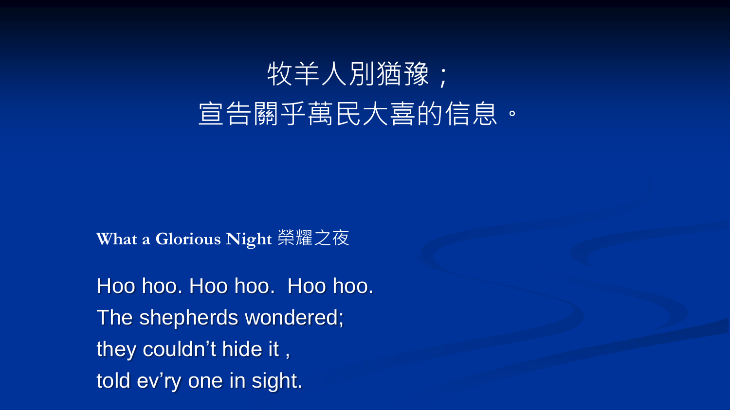牧羊人別猶豫；
宣告關乎萬民大喜的信息。

**What a Glorious Night** 榮耀之夜

Hoo hoo. Hoo hoo.  Hoo hoo.
The shepherds wondered;
they couldn’t hide it ,
told ev’ry one in sight.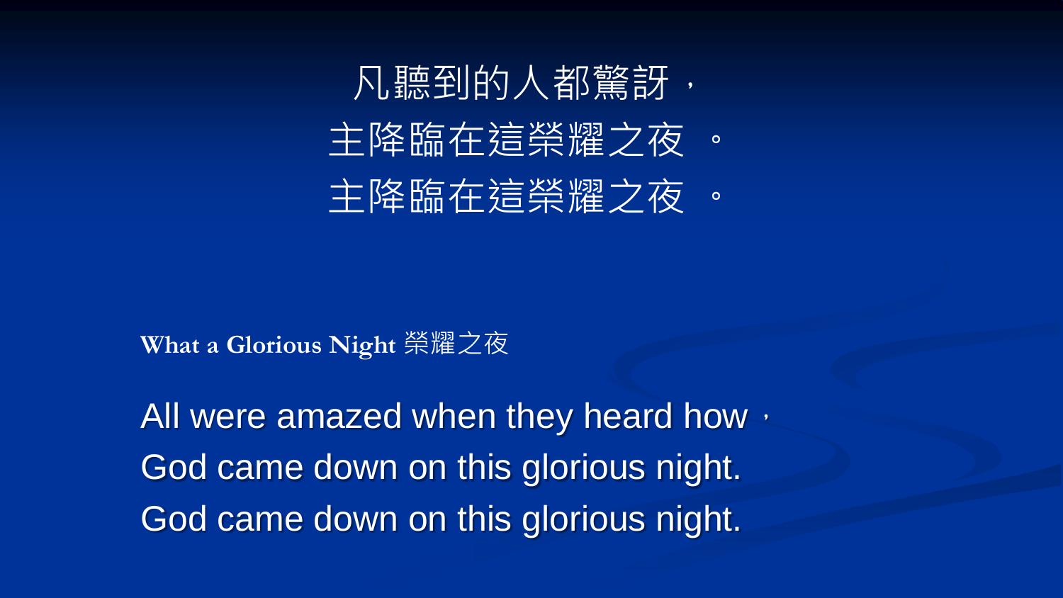凡聽到的人都驚訝，
主降臨在這榮耀之夜 。
主降臨在這榮耀之夜 。

**What a Glorious Night** 榮耀之夜

All were amazed when they heard how，
God came down on this glorious night.
God came down on this glorious night.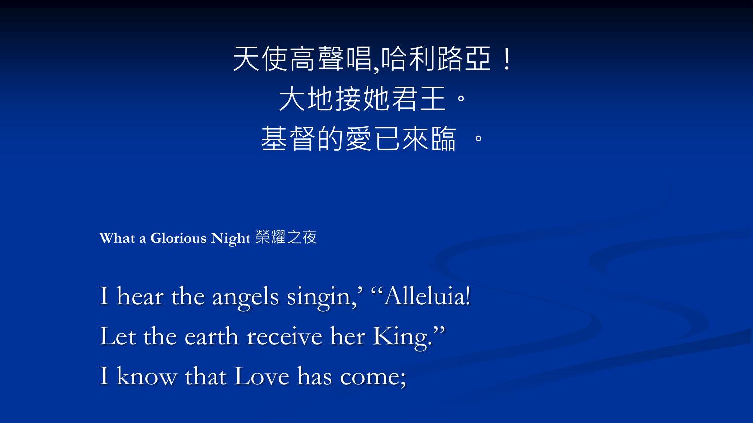天使高聲唱,哈利路亞！

大地接她君王。

基督的愛已來臨 。

**What a Glorious Night** 榮耀之夜

I hear the angels singin,' "Alleluia!

Let the earth receive her King."

I know that Love has come;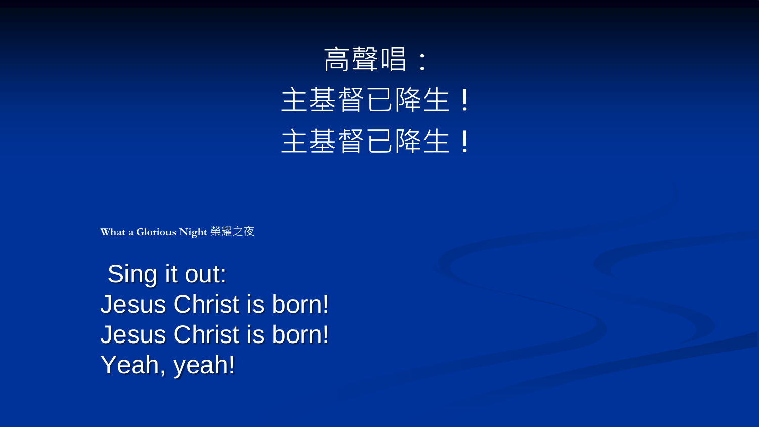高聲唱：
主基督已降生！
主基督已降生！

What a Glorious Night 榮耀之夜

Sing it out:
Jesus Christ is born!
Jesus Christ is born!
Yeah, yeah!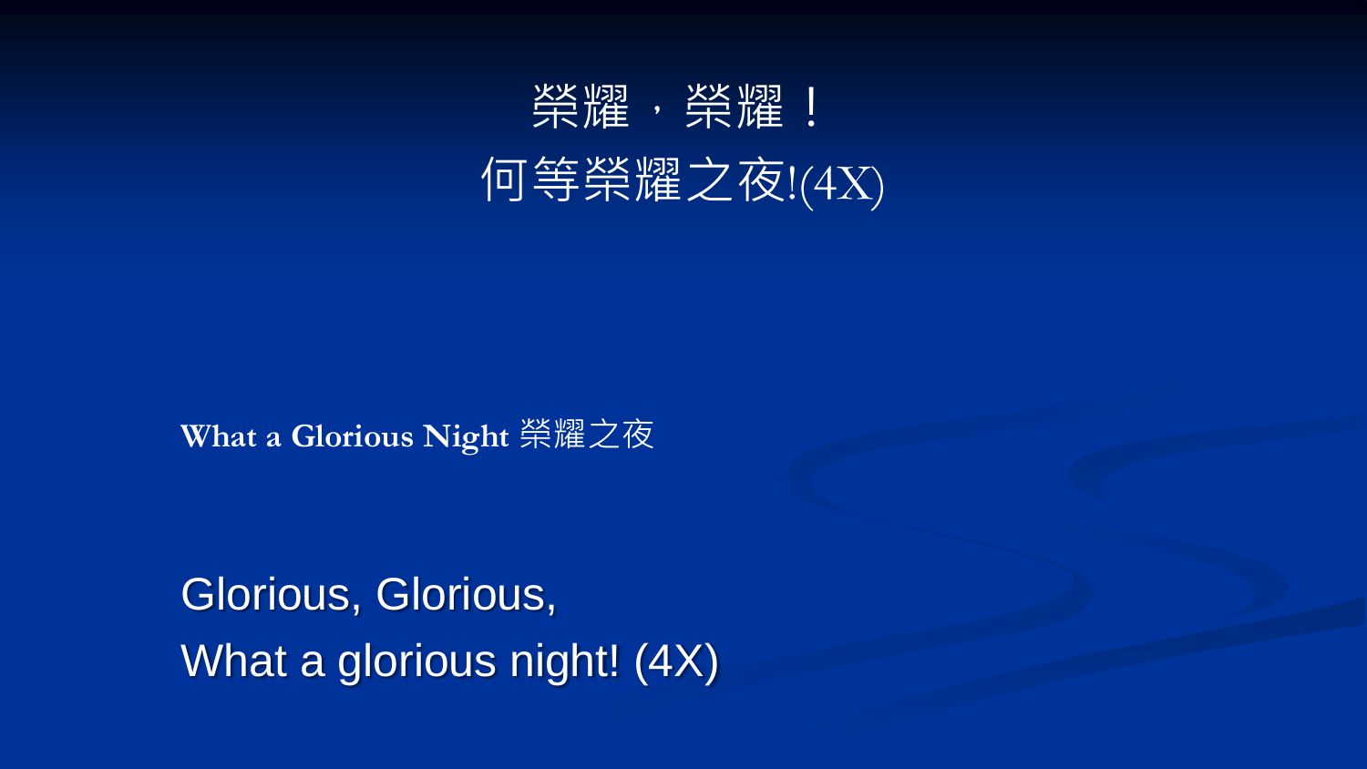榮耀，榮耀！
何等榮耀之夜!(4X)

**What a Glorious Night** 榮耀之夜

Glorious, Glorious,
What a glorious night! (4X)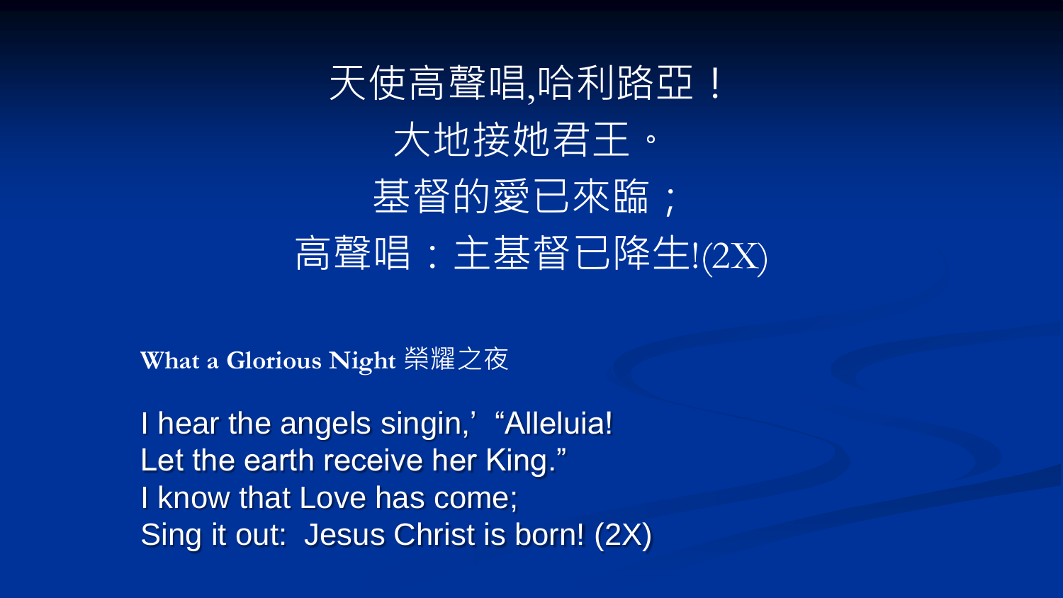天使高聲唱,哈利路亞！
大地接她君王。
基督的愛已來臨；
高聲唱：主基督已降生!(2X)

**What a Glorious Night** 榮耀之夜

I hear the angels singin,’ “Alleluia!
Let the earth receive her King.”
I know that Love has come;
Sing it out: Jesus Christ is born! (2X)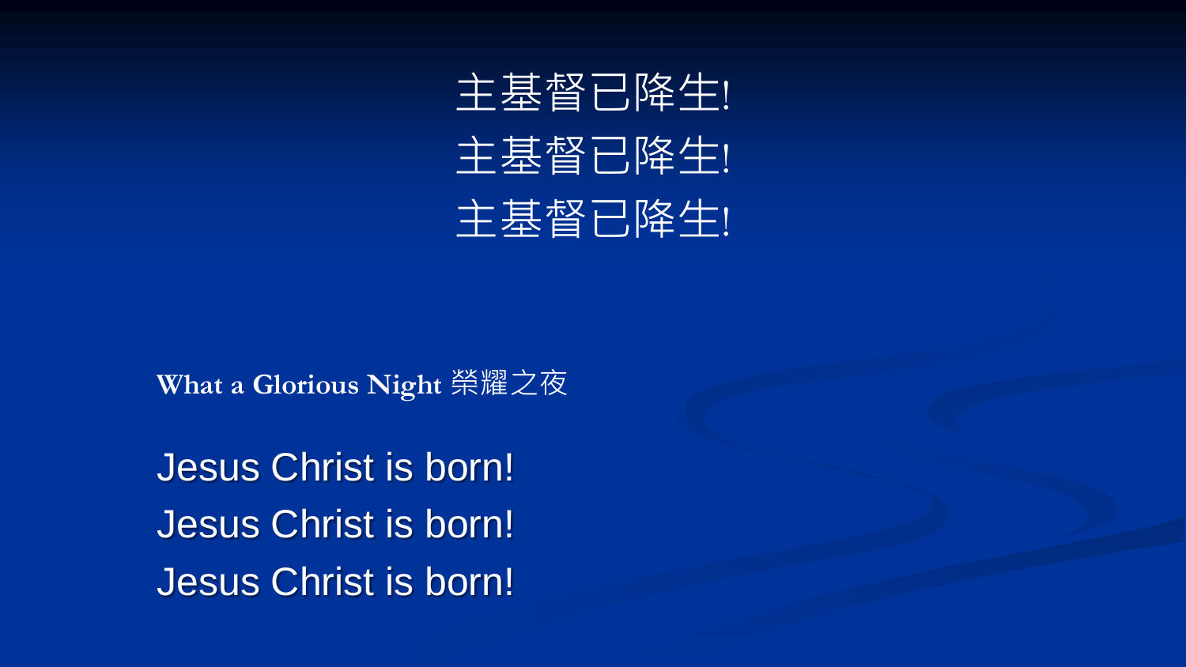主基督已降生!
主基督已降生!
主基督已降生!

**What a Glorious Night** 榮耀之夜

Jesus Christ is born!
Jesus Christ is born!
Jesus Christ is born!